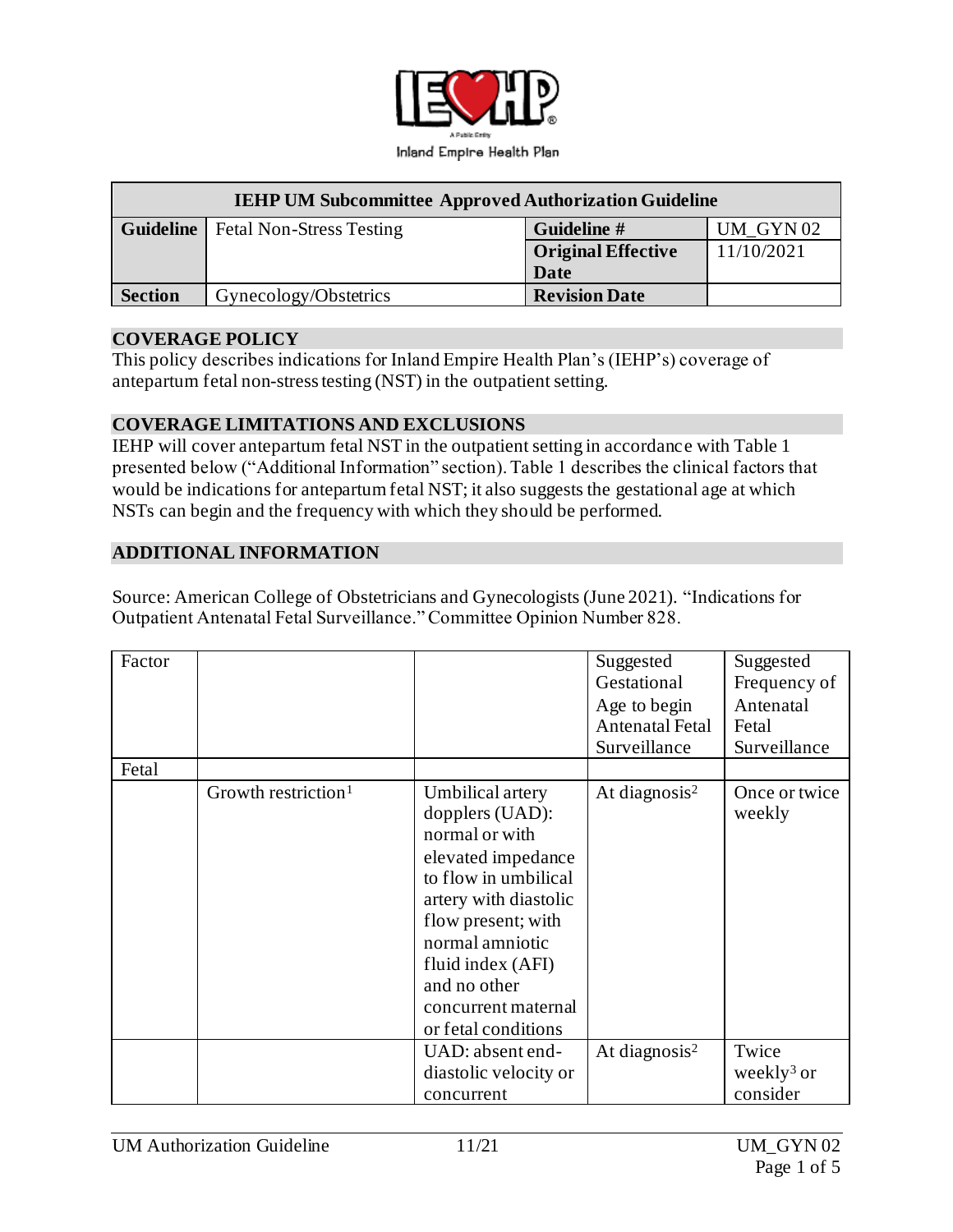IEHP

A Public Entity

Inland Empire Health Plan

| IEHP UM Subcommittee Approved Authorization Guideline | | | |
|---|---|---|---|
| **Guideline** | Fetal Non-Stress Testing | **Guideline #** | UM_GYN 02 |
| | | **Original Effective Date** | 11/10/2021 |
| **Section** | Gynecology/Obstetrics | **Revision Date** | |

## COVERAGE POLICY

This policy describes indications for Inland Empire Health Plan's (IEHP's) coverage of antepartum fetal non-stress testing (NST) in the outpatient setting.

## COVERAGE LIMITATIONS AND EXCLUSIONS

IEHP will cover antepartum fetal NST in the outpatient setting in accordance with Table 1 presented below ("Additional Information" section). Table 1 describes the clinical factors that would be indications for antepartum fetal NST; it also suggests the gestational age at which NSTs can begin and the frequency with which they should be performed.

## ADDITIONAL INFORMATION

Source: American College of Obstetricians and Gynecologists (June 2021). "Indications for Outpatient Antenatal Fetal Surveillance." Committee Opinion Number 828.

| Factor | | | Suggested Gestational Age to begin Antenatal Fetal Surveillance | Suggested Frequency of Antenatal Fetal Surveillance |
|---|---|---|---|---|
| Fetal | | | | |
| | Growth restriction[1] | Umbilical artery dopplers (UAD): normal or with elevated impedance to flow in umbilical artery with diastolic flow present; with normal amniotic fluid index (AFI) and no other concurrent maternal or fetal conditions | At diagnosis[2] | Once or twice weekly |
| | | UAD: absent end-diastolic velocity or concurrent | At diagnosis[2] | Twice weekly[3] or consider |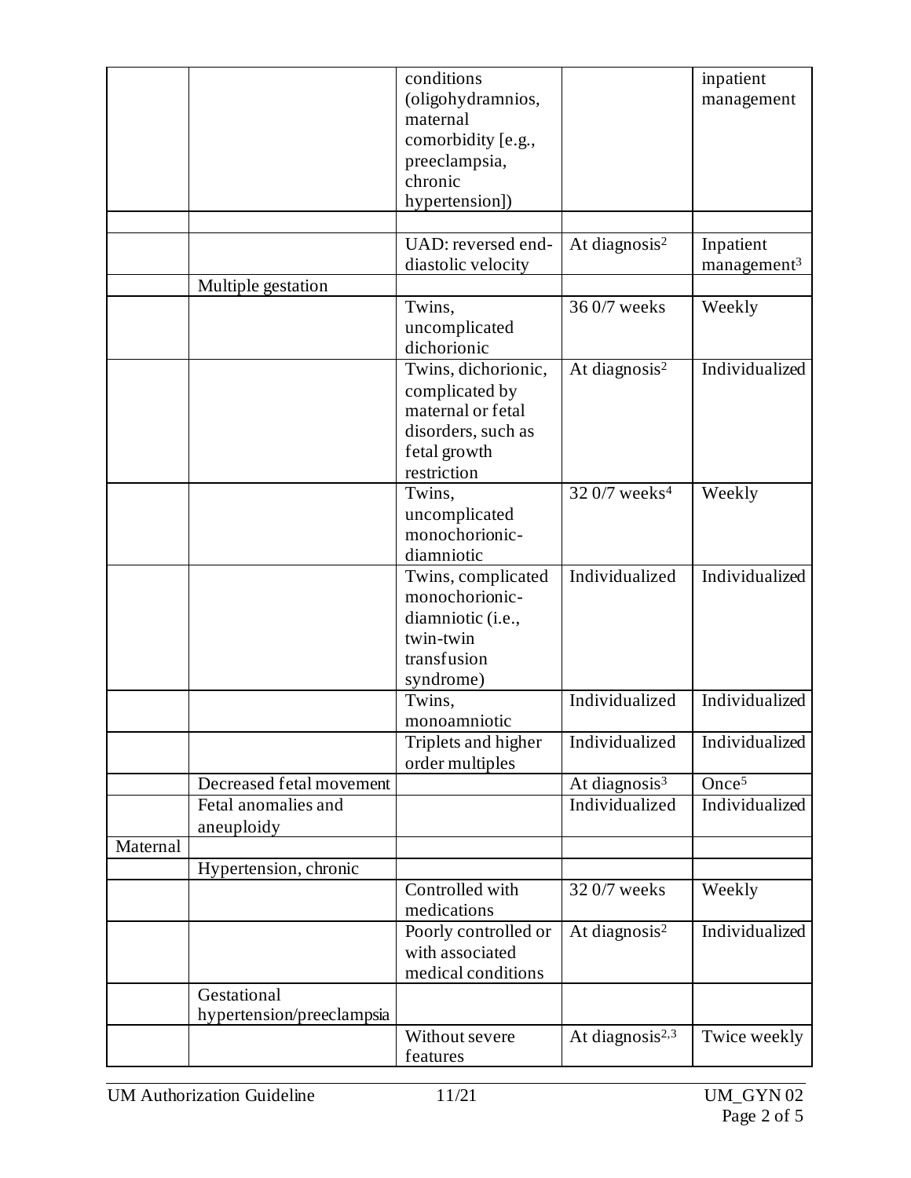| | | | | |
|---|---|---|---|---|
| | | conditions (oligohydramnios, maternal comorbidity [e.g., preeclampsia, chronic hypertension]) | | inpatient management |
| | | | | |
| | | UAD: reversed end-diastolic velocity | At diagnosis[2] | Inpatient management[3] |
| | Multiple gestation | | | |
| | | Twins, uncomplicated dichorionic | 36 0/7 weeks | Weekly |
| | | Twins, dichorionic, complicated by maternal or fetal disorders, such as fetal growth restriction | At diagnosis[2] | Individualized |
| | | Twins, uncomplicated monochorionic-diamniotic | 32 0/7 weeks[4] | Weekly |
| | | Twins, complicated monochorionic-diamniotic (i.e., twin-twin transfusion syndrome) | Individualized | Individualized |
| | | Twins, monoamniotic | Individualized | Individualized |
| | | Triplets and higher order multiples | Individualized | Individualized |
| | Decreased fetal movement | | At diagnosis[3] | Once[5] |
| | Fetal anomalies and aneuploidy | | Individualized | Individualized |
| Maternal | | | | |
| | Hypertension, chronic | | | |
| | | Controlled with medications | 32 0/7 weeks | Weekly |
| | | Poorly controlled or with associated medical conditions | At diagnosis[2] | Individualized |
| | Gestational hypertension/preeclampsia | | | |
| | | Without severe features | At diagnosis[2,3] | Twice weekly |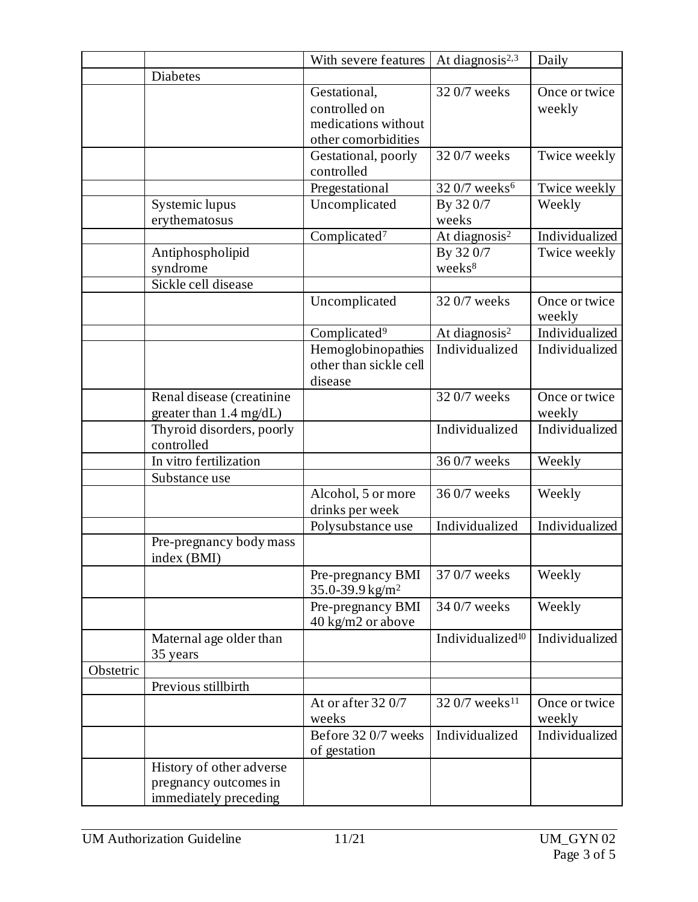| | | | | |
|---|---|---|---|---|
| | | With severe features | At diagnosis[2,3] | Daily |
| | Diabetes | | | |
| | | Gestational, controlled on medications without other comorbidities | 32 0/7 weeks | Once or twice weekly |
| | | Gestational, poorly controlled | 32 0/7 weeks | Twice weekly |
| | | Pregestational | 32 0/7 weeks[6] | Twice weekly |
| | Systemic lupus erythematosus | Uncomplicated | By 32 0/7 weeks | Weekly |
| | | Complicated[7] | At diagnosis[2] | Individualized |
| | Antiphospholipid syndrome | | By 32 0/7 weeks[8] | Twice weekly |
| | Sickle cell disease | | | |
| | | Uncomplicated | 32 0/7 weeks | Once or twice weekly |
| | | Complicated[9] | At diagnosis[2] | Individualized |
| | | Hemoglobinopathies other than sickle cell disease | Individualized | Individualized |
| | Renal disease (creatinine greater than 1.4 mg/dL) | | 32 0/7 weeks | Once or twice weekly |
| | Thyroid disorders, poorly controlled | | Individualized | Individualized |
| | In vitro fertilization | | 36 0/7 weeks | Weekly |
| | Substance use | | | |
| | | Alcohol, 5 or more drinks per week | 36 0/7 weeks | Weekly |
| | | Polysubstance use | Individualized | Individualized |
| | Pre-pregnancy body mass index (BMI) | | | |
| | | Pre-pregnancy BMI 35.0-39.9 kg/m$^2$ | 37 0/7 weeks | Weekly |
| | | Pre-pregnancy BMI 40 kg/m2 or above | 34 0/7 weeks | Weekly |
| | Maternal age older than 35 years | | Individualized[10] | Individualized |
| Obstetric | | | | |
| | Previous stillbirth | | | |
| | | At or after 32 0/7 weeks | 32 0/7 weeks[11] | Once or twice weekly |
| | | Before 32 0/7 weeks of gestation | Individualized | Individualized |
| | History of other adverse pregnancy outcomes in immediately preceding | | | |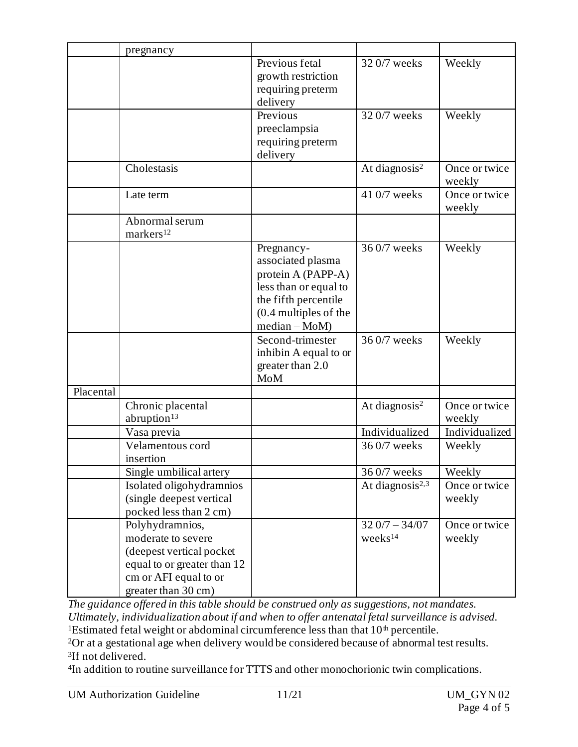| | pregnancy | | | |
|---|---|---|---|---|
| | | Previous fetal growth restriction requiring preterm delivery | 32 0/7 weeks | Weekly |
| | | Previous preeclampsia requiring preterm delivery | 32 0/7 weeks | Weekly |
| | Cholestasis | | At diagnosis[2] | Once or twice weekly |
| | Late term | | 41 0/7 weeks | Once or twice weekly |
| | Abnormal serum markers[12] | | | |
| | | Pregnancy-associated plasma protein A (PAPP-A) less than or equal to the fifth percentile (0.4 multiples of the median – MoM) | 36 0/7 weeks | Weekly |
| | | Second-trimester inhibin A equal to or greater than 2.0 MoM | 36 0/7 weeks | Weekly |
| Placental | | | | |
| | Chronic placental abruption[13] | | At diagnosis[2] | Once or twice weekly |
| | Vasa previa | | Individualized | Individualized |
| | Velamentous cord insertion | | 36 0/7 weeks | Weekly |
| | Single umbilical artery | | 36 0/7 weeks | Weekly |
| | Isolated oligohydramnios (single deepest vertical pocked less than 2 cm) | | At diagnosis[2,3] | Once or twice weekly |
| | Polyhydramnios, moderate to severe (deepest vertical pocket equal to or greater than 12 cm or AFI equal to or greater than 30 cm) | | 32 0/7 – 34/07 weeks[14] | Once or twice weekly |

*The guidance offered in this table should be construed only as suggestions, not mandates. Ultimately, individualization about if and when to offer antenatal fetal surveillance is advised.*

[1]Estimated fetal weight or abdominal circumference less than that 10th percentile.

[2]Or at a gestational age when delivery would be considered because of abnormal test results.

[3]If not delivered.

[4]In addition to routine surveillance for TTTS and other monochorionic twin complications.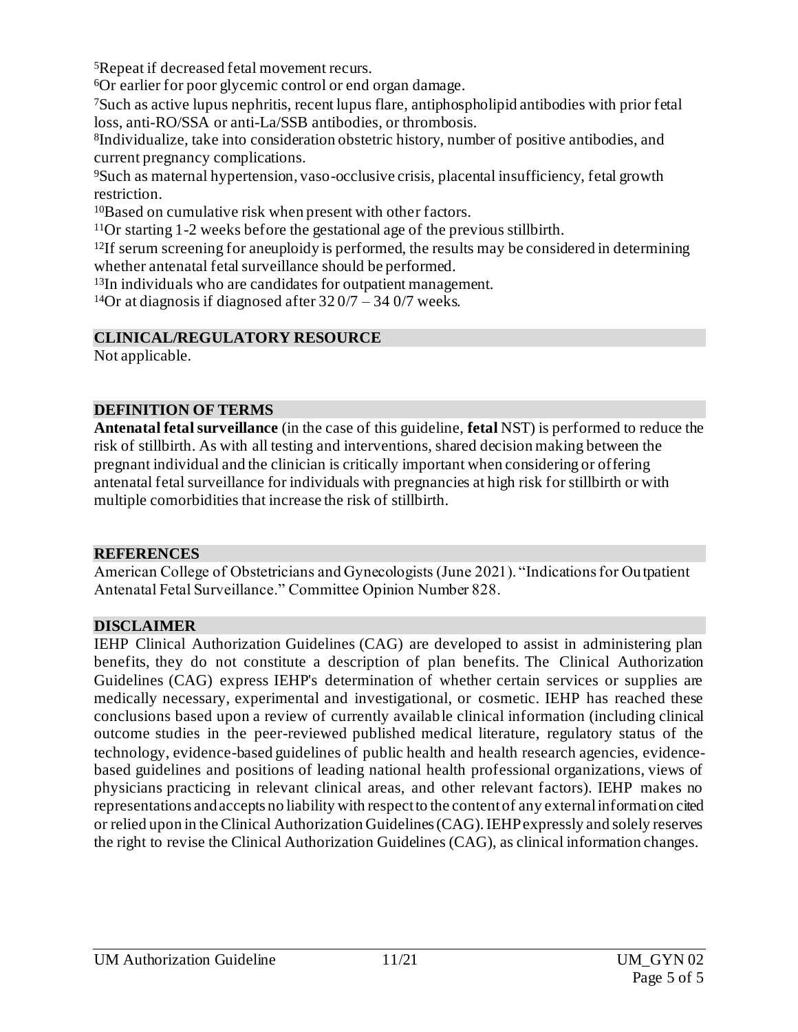[5]Repeat if decreased fetal movement recurs.

[6]Or earlier for poor glycemic control or end organ damage.

[7]Such as active lupus nephritis, recent lupus flare, antiphospholipid antibodies with prior fetal loss, anti-RO/SSA or anti-La/SSB antibodies, or thrombosis.

[8]Individualize, take into consideration obstetric history, number of positive antibodies, and current pregnancy complications.

[9]Such as maternal hypertension, vaso-occlusive crisis, placental insufficiency, fetal growth restriction.

[10]Based on cumulative risk when present with other factors.

[11]Or starting 1-2 weeks before the gestational age of the previous stillbirth.

[12]If serum screening for aneuploidy is performed, the results may be considered in determining whether antenatal fetal surveillance should be performed.

[13]In individuals who are candidates for outpatient management.

[14]Or at diagnosis if diagnosed after 32 0/7 – 34 0/7 weeks.

## CLINICAL/REGULATORY RESOURCE

Not applicable.

## DEFINITION OF TERMS

**Antenatal fetal surveillance** (in the case of this guideline, **fetal** NST) is performed to reduce the risk of stillbirth. As with all testing and interventions, shared decision making between the pregnant individual and the clinician is critically important when considering or offering antenatal fetal surveillance for individuals with pregnancies at high risk for stillbirth or with multiple comorbidities that increase the risk of stillbirth.

## REFERENCES

American College of Obstetricians and Gynecologists (June 2021). "Indications for Outpatient Antenatal Fetal Surveillance." Committee Opinion Number 828.

## DISCLAIMER

IEHP Clinical Authorization Guidelines (CAG) are developed to assist in administering plan benefits, they do not constitute a description of plan benefits. The Clinical Authorization Guidelines (CAG) express IEHP's determination of whether certain services or supplies are medically necessary, experimental and investigational, or cosmetic. IEHP has reached these conclusions based upon a review of currently available clinical information (including clinical outcome studies in the peer-reviewed published medical literature, regulatory status of the technology, evidence-based guidelines of public health and health research agencies, evidence-based guidelines and positions of leading national health professional organizations, views of physicians practicing in relevant clinical areas, and other relevant factors). IEHP makes no representations and accepts no liability with respect to the content of any external information cited or relied upon in the Clinical Authorization Guidelines (CAG). IEHP expressly and solely reserves the right to revise the Clinical Authorization Guidelines (CAG), as clinical information changes.